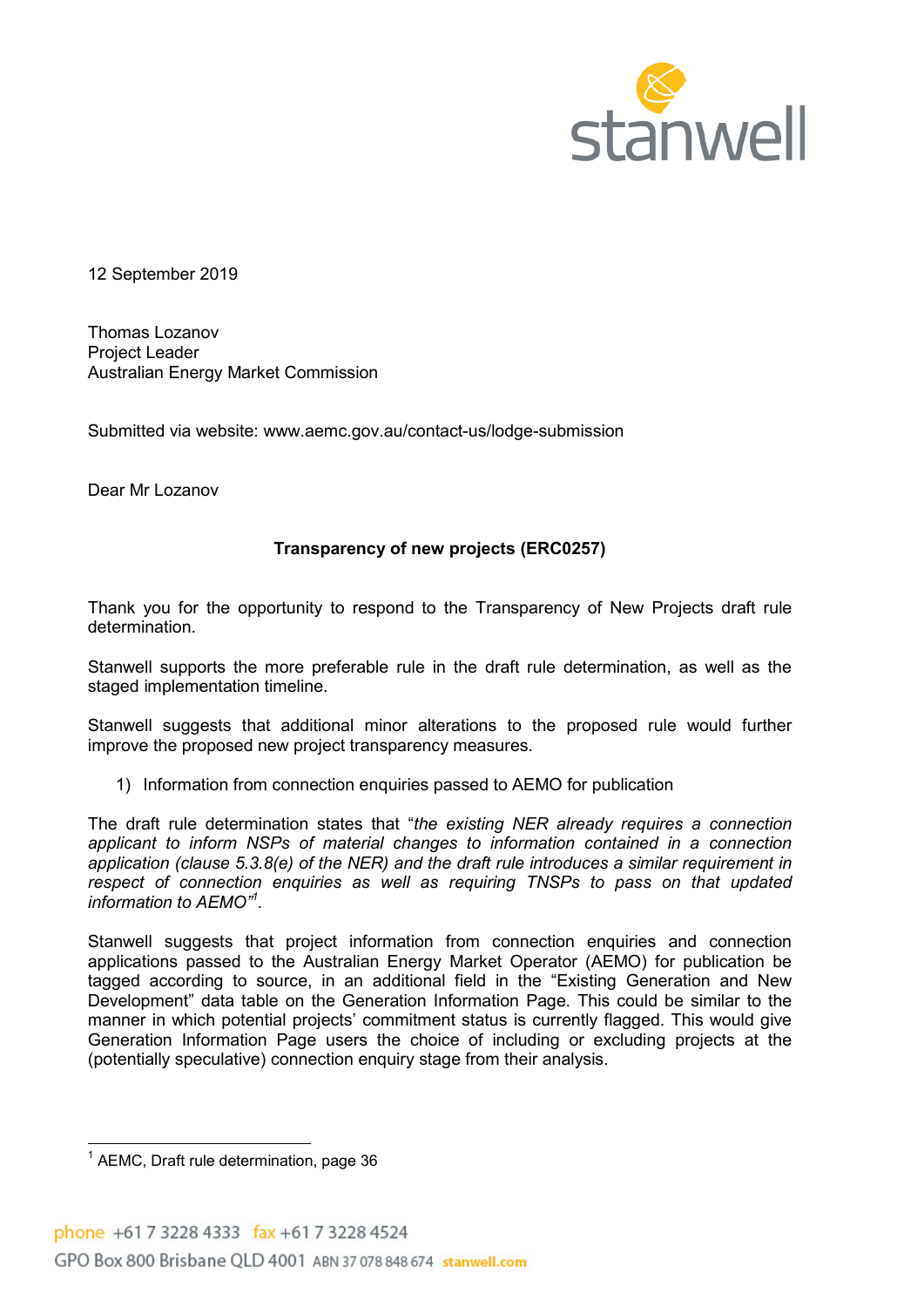12 September 2019

Thomas Lozanov
Project Leader
Australian Energy Market Commission

Submitted via website: www.aemc.gov.au/contact-us/lodge-submission

Dear Mr Lozanov

**Transparency of new projects (ERC0257)**

Thank you for the opportunity to respond to the Transparency of New Projects draft rule determination.

Stanwell supports the more preferable rule in the draft rule determination, as well as the staged implementation timeline.

Stanwell suggests that additional minor alterations to the proposed rule would further improve the proposed new project transparency measures.

1) Information from connection enquiries passed to AEMO for publication

The draft rule determination states that "*the existing NER already requires a connection applicant to inform NSPs of material changes to information contained in a connection application (clause 5.3.8(e) of the NER) and the draft rule introduces a similar requirement in respect of connection enquiries as well as requiring TNSPs to pass on that updated information to AEMO*"[1].

Stanwell suggests that project information from connection enquiries and connection applications passed to the Australian Energy Market Operator (AEMO) for publication be tagged according to source, in an additional field in the "Existing Generation and New Development" data table on the Generation Information Page. This could be similar to the manner in which potential projects' commitment status is currently flagged. This would give Generation Information Page users the choice of including or excluding projects at the (potentially speculative) connection enquiry stage from their analysis.

[1] AEMC, Draft rule determination, page 36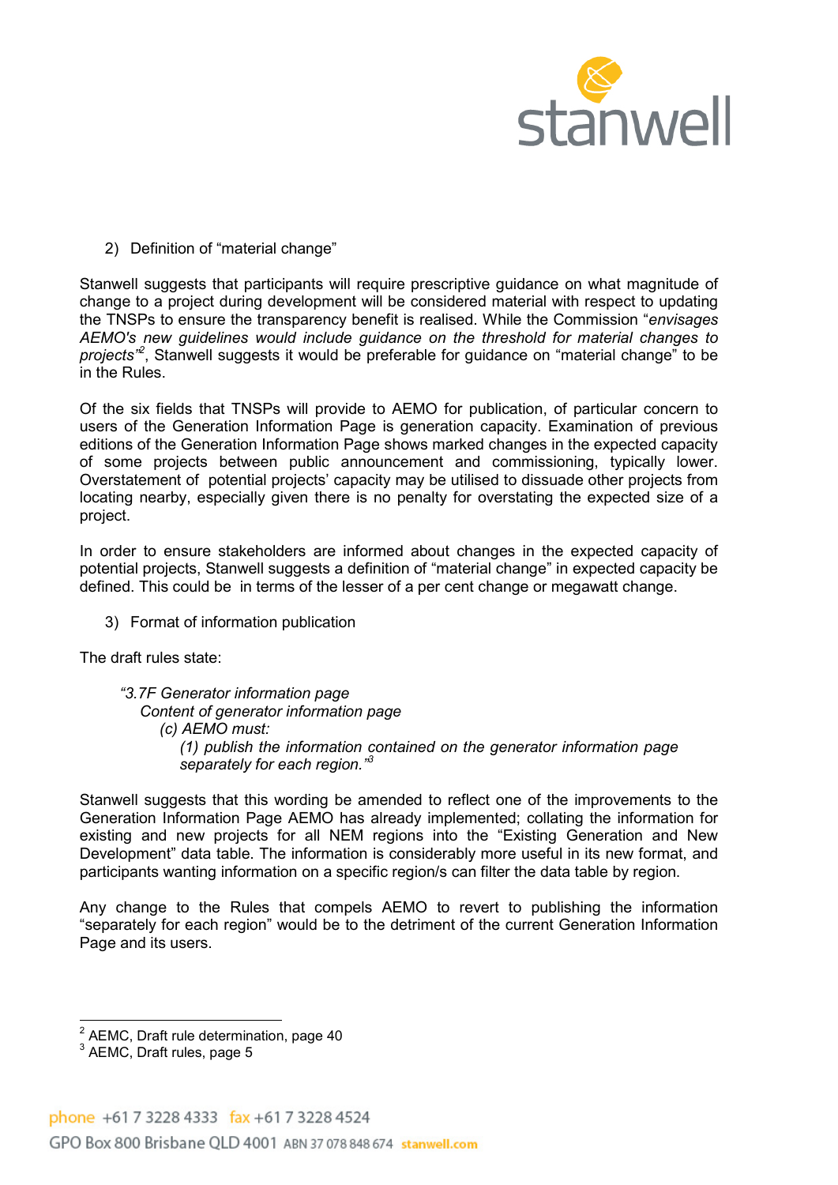2) Definition of "material change"

Stanwell suggests that participants will require prescriptive guidance on what magnitude of change to a project during development will be considered material with respect to updating the TNSPs to ensure the transparency benefit is realised. While the Commission "*envisages AEMO's new guidelines would include guidance on the threshold for material changes to projects*"[2], Stanwell suggests it would be preferable for guidance on "material change" to be in the Rules.

Of the six fields that TNSPs will provide to AEMO for publication, of particular concern to users of the Generation Information Page is generation capacity. Examination of previous editions of the Generation Information Page shows marked changes in the expected capacity of some projects between public announcement and commissioning, typically lower. Overstatement of potential projects' capacity may be utilised to dissuade other projects from locating nearby, especially given there is no penalty for overstating the expected size of a project.

In order to ensure stakeholders are informed about changes in the expected capacity of potential projects, Stanwell suggests a definition of "material change" in expected capacity be defined. This could be in terms of the lesser of a per cent change or megawatt change.

3) Format of information publication

The draft rules state:

> *"3.7F Generator information page*
> *Content of generator information page*
> *(c) AEMO must:*
> *(1) publish the information contained on the generator information page separately for each region."*[3]

Stanwell suggests that this wording be amended to reflect one of the improvements to the Generation Information Page AEMO has already implemented; collating the information for existing and new projects for all NEM regions into the "Existing Generation and New Development" data table. The information is considerably more useful in its new format, and participants wanting information on a specific region/s can filter the data table by region.

Any change to the Rules that compels AEMO to revert to publishing the information "separately for each region" would be to the detriment of the current Generation Information Page and its users.

---

[2] AEMC, Draft rule determination, page 40
[3] AEMC, Draft rules, page 5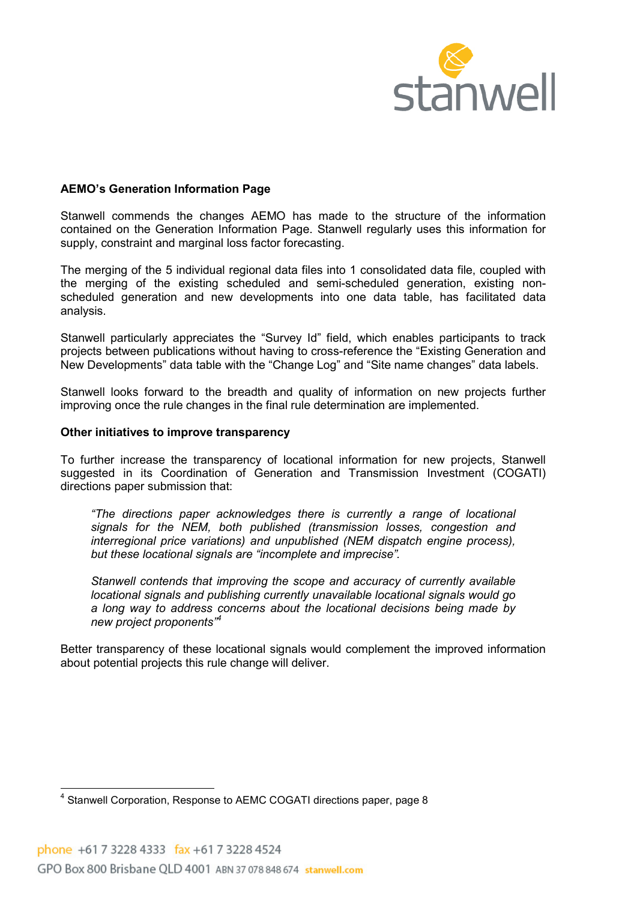**AEMO's Generation Information Page**

Stanwell commends the changes AEMO has made to the structure of the information contained on the Generation Information Page. Stanwell regularly uses this information for supply, constraint and marginal loss factor forecasting.

The merging of the 5 individual regional data files into 1 consolidated data file, coupled with the merging of the existing scheduled and semi-scheduled generation, existing non-scheduled generation and new developments into one data table, has facilitated data analysis.

Stanwell particularly appreciates the "Survey Id" field, which enables participants to track projects between publications without having to cross-reference the "Existing Generation and New Developments" data table with the "Change Log" and "Site name changes" data labels.

Stanwell looks forward to the breadth and quality of information on new projects further improving once the rule changes in the final rule determination are implemented.

**Other initiatives to improve transparency**

To further increase the transparency of locational information for new projects, Stanwell suggested in its Coordination of Generation and Transmission Investment (COGATI) directions paper submission that:

> *"The directions paper acknowledges there is currently a range of locational signals for the NEM, both published (transmission losses, congestion and interregional price variations) and unpublished (NEM dispatch engine process), but these locational signals are "incomplete and imprecise".*
>
> *Stanwell contends that improving the scope and accuracy of currently available locational signals and publishing currently unavailable locational signals would go a long way to address concerns about the locational decisions being made by new project proponents"*[4]

Better transparency of these locational signals would complement the improved information about potential projects this rule change will deliver.

[4] Stanwell Corporation, Response to AEMC COGATI directions paper, page 8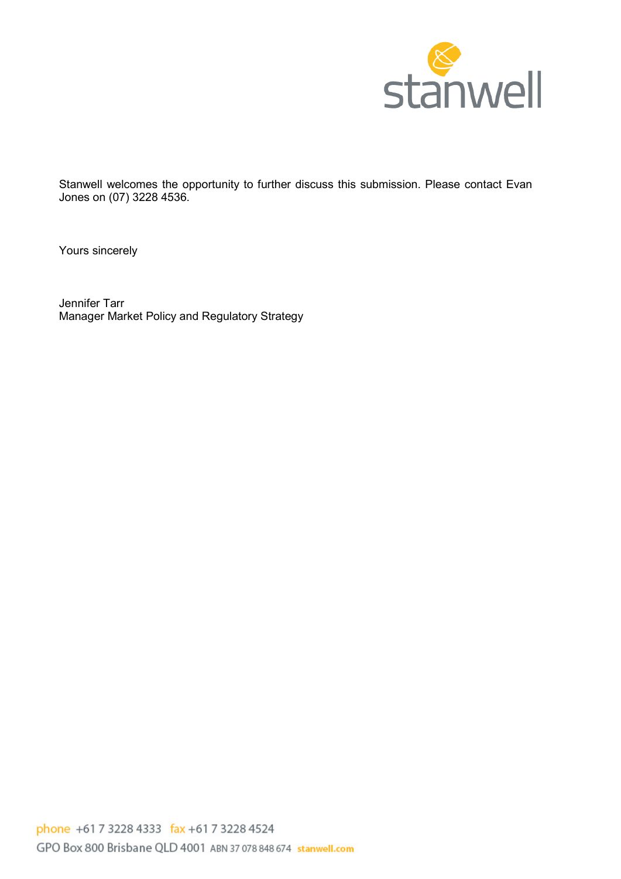Stanwell welcomes the opportunity to further discuss this submission. Please contact Evan Jones on (07) 3228 4536.

Yours sincerely

Jennifer Tarr
Manager Market Policy and Regulatory Strategy